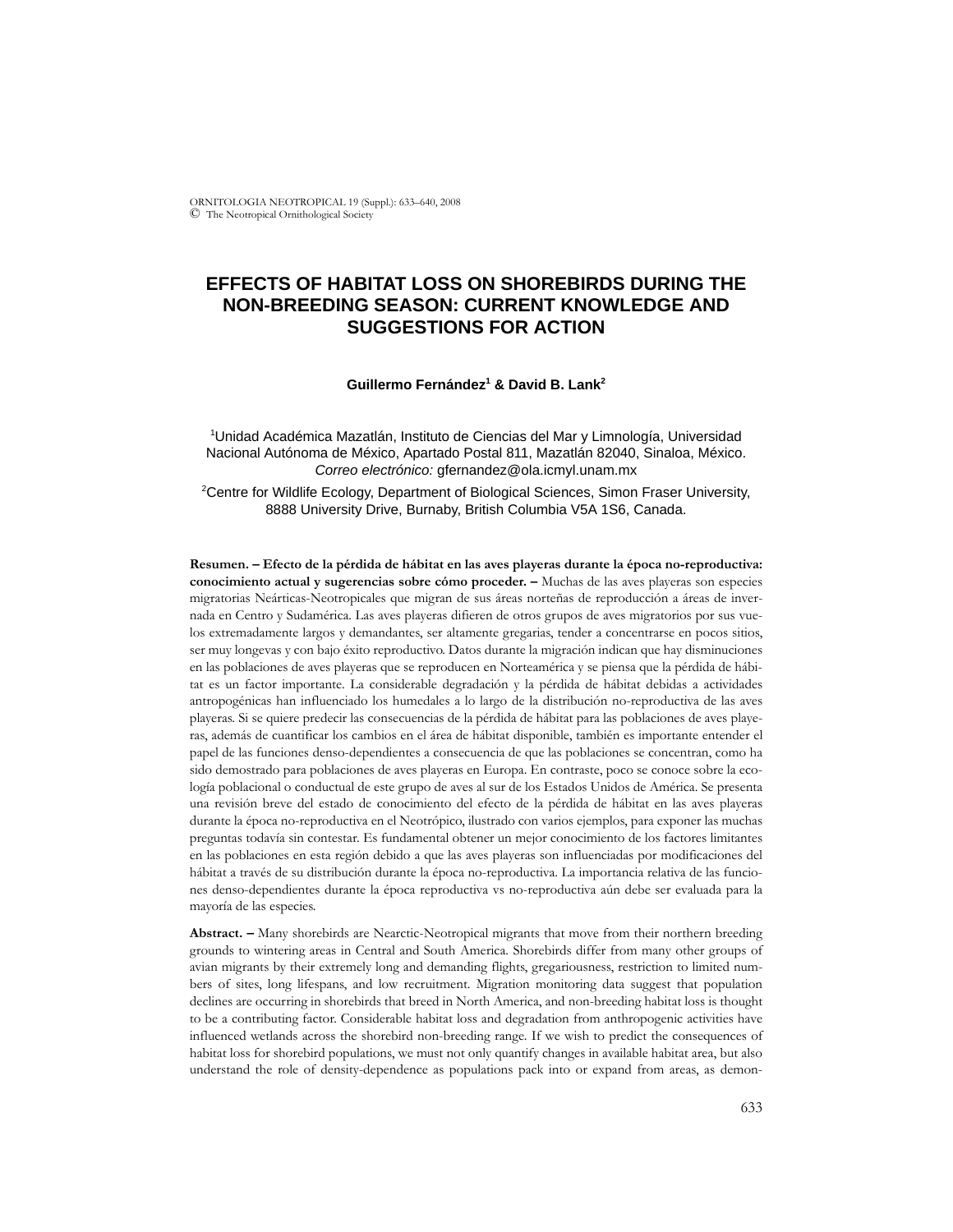# EFFECTS OF HABITAT LOSS ON SHOREBIRDS DURING THE NON-BREEDING SEASON: CURRENT KNOWLEDGE AND SUGGESTIONS FOR ACTION

**Guillermo Fernández[1] & David B. Lank[2]**

[1]Unidad Académica Mazatlán, Instituto de Ciencias del Mar y Limnología, Universidad Nacional Autónoma de México, Apartado Postal 811, Mazatlán 82040, Sinaloa, México. *Correo electrónico:* gfernandez@ola.icmyl.unam.mx

[2]Centre for Wildlife Ecology, Department of Biological Sciences, Simon Fraser University, 8888 University Drive, Burnaby, British Columbia V5A 1S6, Canada.

**Resumen. – Efecto de la pérdida de hábitat en las aves playeras durante la época no-reproductiva: conocimiento actual y sugerencias sobre cómo proceder. –** Muchas de las aves playeras son especies migratorias Neárticas-Neotropicales que migran de sus áreas norteñas de reproducción a áreas de invernada en Centro y Sudamérica. Las aves playeras difieren de otros grupos de aves migratorios por sus vuelos extremadamente largos y demandantes, ser altamente gregarias, tender a concentrarse en pocos sitios, ser muy longevas y con bajo éxito reproductivo. Datos durante la migración indican que hay disminuciones en las poblaciones de aves playeras que se reproducen en Norteamérica y se piensa que la pérdida de hábitat es un factor importante. La considerable degradación y la pérdida de hábitat debidas a actividades antropogénicas han influenciado los humedales a lo largo de la distribución no-reproductiva de las aves playeras. Si se quiere predecir las consecuencias de la pérdida de hábitat para las poblaciones de aves playeras, además de cuantificar los cambios en el área de hábitat disponible, también es importante entender el papel de las funciones denso-dependientes a consecuencia de que las poblaciones se concentran, como ha sido demostrado para poblaciones de aves playeras en Europa. En contraste, poco se conoce sobre la ecología poblacional o conductual de este grupo de aves al sur de los Estados Unidos de América. Se presenta una revisión breve del estado de conocimiento del efecto de la pérdida de hábitat en las aves playeras durante la época no-reproductiva en el Neotrópico, ilustrado con varios ejemplos, para exponer las muchas preguntas todavía sin contestar. Es fundamental obtener un mejor conocimiento de los factores limitantes en las poblaciones en esta región debido a que las aves playeras son influenciadas por modificaciones del hábitat a través de su distribución durante la época no-reproductiva. La importancia relativa de las funciones denso-dependientes durante la época reproductiva vs no-reproductiva aún debe ser evaluada para la mayoría de las especies.

**Abstract. –** Many shorebirds are Nearctic-Neotropical migrants that move from their northern breeding grounds to wintering areas in Central and South America. Shorebirds differ from many other groups of avian migrants by their extremely long and demanding flights, gregariousness, restriction to limited numbers of sites, long lifespans, and low recruitment. Migration monitoring data suggest that population declines are occurring in shorebirds that breed in North America, and non-breeding habitat loss is thought to be a contributing factor. Considerable habitat loss and degradation from anthropogenic activities have influenced wetlands across the shorebird non-breeding range. If we wish to predict the consequences of habitat loss for shorebird populations, we must not only quantify changes in available habitat area, but also understand the role of density-dependence as populations pack into or expand from areas, as demon-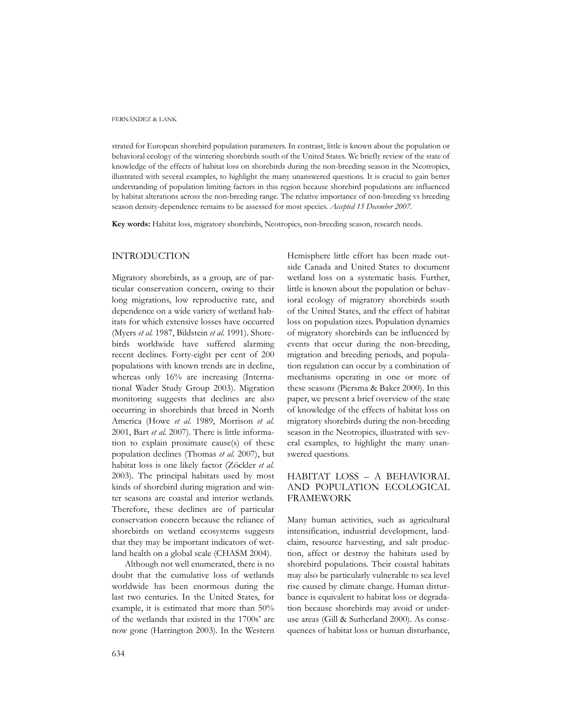strated for European shorebird population parameters. In contrast, little is known about the population or behavioral ecology of the wintering shorebirds south of the United States. We briefly review of the state of knowledge of the effects of habitat loss on shorebirds during the non-breeding season in the Neotropics, illustrated with several examples, to highlight the many unanswered questions. It is crucial to gain better understanding of population limiting factors in this region because shorebird populations are influenced by habitat alterations across the non-breeding range. The relative importance of non-breeding vs breeding season density-dependence remains to be assessed for most species. *Accepted 15 December 2007.*

**Key words:** Habitat loss, migratory shorebirds, Neotropics, non-breeding season, research needs.

## INTRODUCTION

Migratory shorebirds, as a group, are of particular conservation concern, owing to their long migrations, low reproductive rate, and dependence on a wide variety of wetland habitats for which extensive losses have occurred (Myers *et al.* 1987, Bildstein *et al.* 1991). Shorebirds worldwide have suffered alarming recent declines. Forty-eight per cent of 200 populations with known trends are in decline, whereas only 16% are increasing (International Wader Study Group 2003). Migration monitoring suggests that declines are also occurring in shorebirds that breed in North America (Howe *et al.* 1989, Morrison *et al.* 2001, Bart *et al.* 2007). There is little information to explain proximate cause(s) of these population declines (Thomas *et al.* 2007), but habitat loss is one likely factor (Zöckler *et al.* 2003). The principal habitats used by most kinds of shorebird during migration and winter seasons are coastal and interior wetlands. Therefore, these declines are of particular conservation concern because the reliance of shorebirds on wetland ecosystems suggests that they may be important indicators of wetland health on a global scale (CHASM 2004).

Although not well enumerated, there is no doubt that the cumulative loss of wetlands worldwide has been enormous during the last two centuries. In the United States, for example, it is estimated that more than 50% of the wetlands that existed in the 1700s' are now gone (Harrington 2003). In the Western Hemisphere little effort has been made outside Canada and United States to document wetland loss on a systematic basis. Further, little is known about the population or behavioral ecology of migratory shorebirds south of the United States, and the effect of habitat loss on population sizes. Population dynamics of migratory shorebirds can be influenced by events that occur during the non-breeding, migration and breeding periods, and population regulation can occur by a combination of mechanisms operating in one or more of these seasons (Piersma & Baker 2000). In this paper, we present a brief overview of the state of knowledge of the effects of habitat loss on migratory shorebirds during the non-breeding season in the Neotropics, illustrated with several examples, to highlight the many unanswered questions.

## HABITAT LOSS – A BEHAVIORAL AND POPULATION ECOLOGICAL FRAMEWORK

Many human activities, such as agricultural intensification, industrial development, land-claim, resource harvesting, and salt production, affect or destroy the habitats used by shorebird populations. Their coastal habitats may also be particularly vulnerable to sea level rise caused by climate change. Human disturbance is equivalent to habitat loss or degradation because shorebirds may avoid or under-use areas (Gill & Sutherland 2000). As consequences of habitat loss or human disturbance,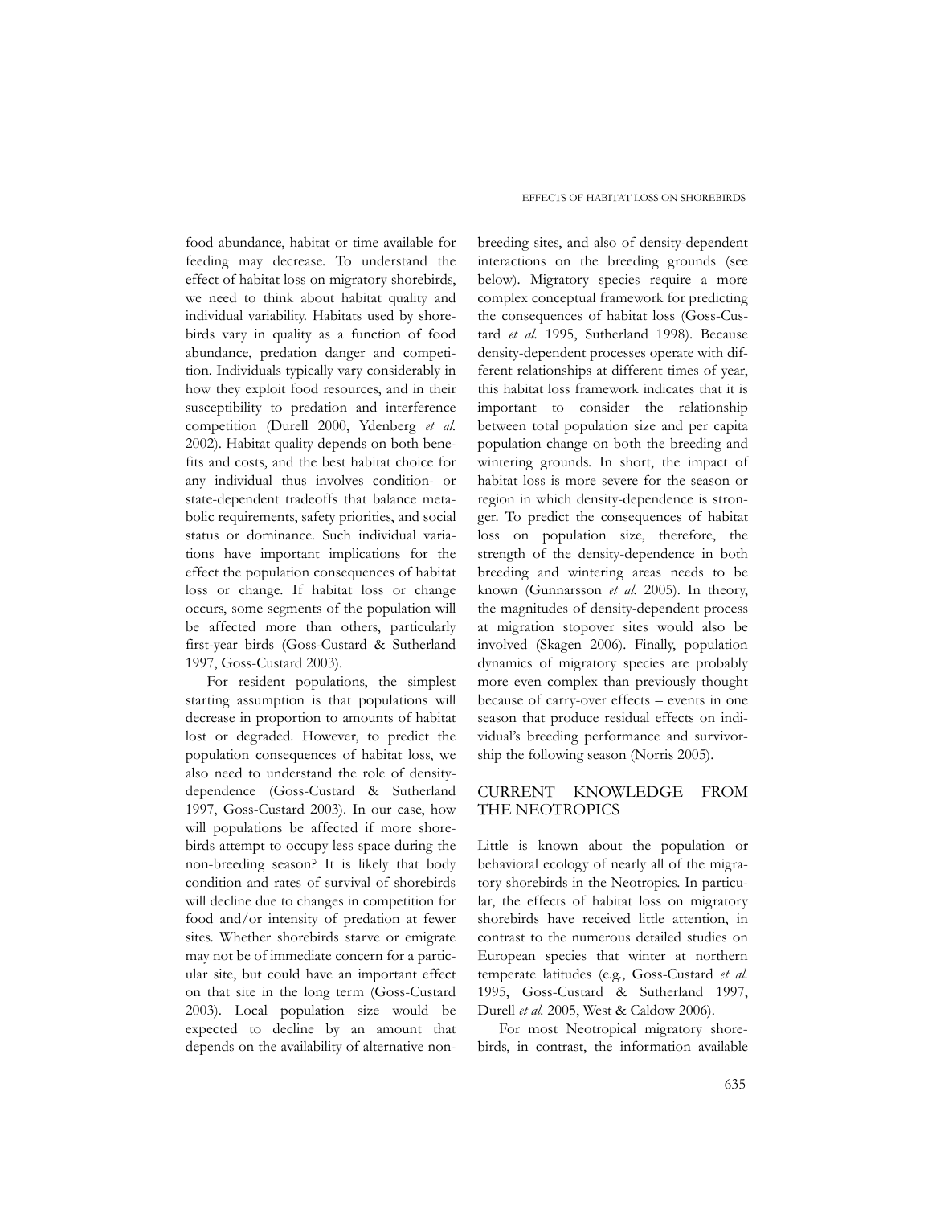food abundance, habitat or time available for feeding may decrease. To understand the effect of habitat loss on migratory shorebirds, we need to think about habitat quality and individual variability. Habitats used by shorebirds vary in quality as a function of food abundance, predation danger and competition. Individuals typically vary considerably in how they exploit food resources, and in their susceptibility to predation and interference competition (Durell 2000, Ydenberg *et al.* 2002). Habitat quality depends on both benefits and costs, and the best habitat choice for any individual thus involves condition- or state-dependent tradeoffs that balance metabolic requirements, safety priorities, and social status or dominance. Such individual variations have important implications for the effect the population consequences of habitat loss or change. If habitat loss or change occurs, some segments of the population will be affected more than others, particularly first-year birds (Goss-Custard & Sutherland 1997, Goss-Custard 2003).

For resident populations, the simplest starting assumption is that populations will decrease in proportion to amounts of habitat lost or degraded. However, to predict the population consequences of habitat loss, we also need to understand the role of density-dependence (Goss-Custard & Sutherland 1997, Goss-Custard 2003). In our case, how will populations be affected if more shorebirds attempt to occupy less space during the non-breeding season? It is likely that body condition and rates of survival of shorebirds will decline due to changes in competition for food and/or intensity of predation at fewer sites. Whether shorebirds starve or emigrate may not be of immediate concern for a particular site, but could have an important effect on that site in the long term (Goss-Custard 2003). Local population size would be expected to decline by an amount that depends on the availability of alternative non-breeding sites, and also of density-dependent interactions on the breeding grounds (see below). Migratory species require a more complex conceptual framework for predicting the consequences of habitat loss (Goss-Custard *et al.* 1995, Sutherland 1998). Because density-dependent processes operate with different relationships at different times of year, this habitat loss framework indicates that it is important to consider the relationship between total population size and per capita population change on both the breeding and wintering grounds. In short, the impact of habitat loss is more severe for the season or region in which density-dependence is stronger. To predict the consequences of habitat loss on population size, therefore, the strength of the density-dependence in both breeding and wintering areas needs to be known (Gunnarsson *et al.* 2005). In theory, the magnitudes of density-dependent process at migration stopover sites would also be involved (Skagen 2006). Finally, population dynamics of migratory species are probably more even complex than previously thought because of carry-over effects – events in one season that produce residual effects on individual's breeding performance and survivorship the following season (Norris 2005).

## CURRENT KNOWLEDGE FROM THE NEOTROPICS

Little is known about the population or behavioral ecology of nearly all of the migratory shorebirds in the Neotropics. In particular, the effects of habitat loss on migratory shorebirds have received little attention, in contrast to the numerous detailed studies on European species that winter at northern temperate latitudes (e.g., Goss-Custard *et al.* 1995, Goss-Custard & Sutherland 1997, Durell *et al.* 2005, West & Caldow 2006).

For most Neotropical migratory shorebirds, in contrast, the information available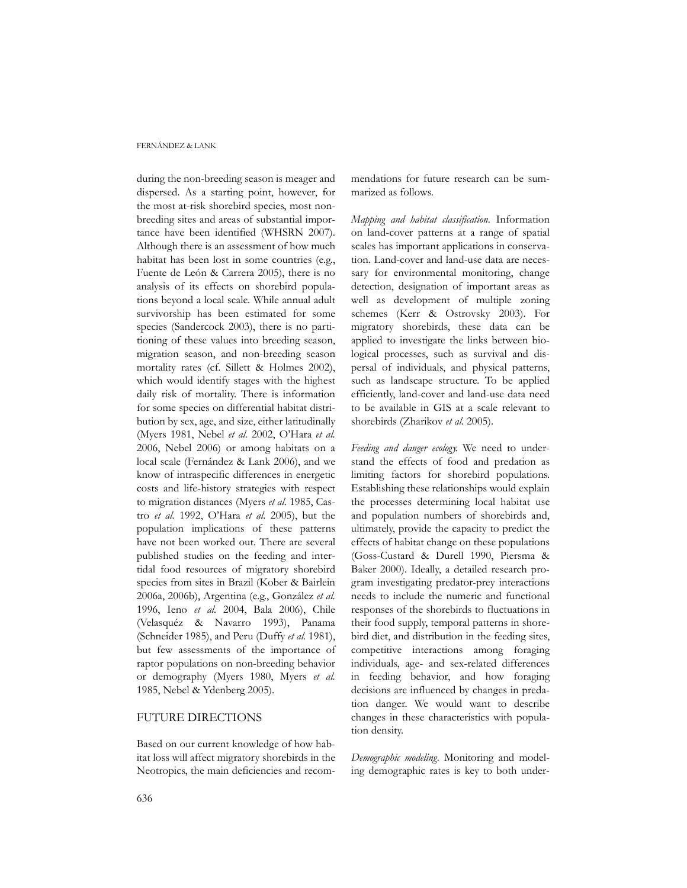during the non-breeding season is meager and dispersed. As a starting point, however, for the most at-risk shorebird species, most non-breeding sites and areas of substantial importance have been identified (WHSRN 2007). Although there is an assessment of how much habitat has been lost in some countries (e.g., Fuente de León & Carrera 2005), there is no analysis of its effects on shorebird populations beyond a local scale. While annual adult survivorship has been estimated for some species (Sandercock 2003), there is no partitioning of these values into breeding season, migration season, and non-breeding season mortality rates (cf. Sillett & Holmes 2002), which would identify stages with the highest daily risk of mortality. There is information for some species on differential habitat distribution by sex, age, and size, either latitudinally (Myers 1981, Nebel *et al.* 2002, O'Hara *et al.* 2006, Nebel 2006) or among habitats on a local scale (Fernández & Lank 2006), and we know of intraspecific differences in energetic costs and life-history strategies with respect to migration distances (Myers *et al.* 1985, Castro *et al.* 1992, O'Hara *et al.* 2005), but the population implications of these patterns have not been worked out. There are several published studies on the feeding and intertidal food resources of migratory shorebird species from sites in Brazil (Kober & Bairlein 2006a, 2006b), Argentina (e.g., González *et al.* 1996, Ieno *et al.* 2004, Bala 2006), Chile (Velasquéz & Navarro 1993), Panama (Schneider 1985), and Peru (Duffy *et al.* 1981), but few assessments of the importance of raptor populations on non-breeding behavior or demography (Myers 1980, Myers *et al.* 1985, Nebel & Ydenberg 2005).

## FUTURE DIRECTIONS

Based on our current knowledge of how habitat loss will affect migratory shorebirds in the Neotropics, the main deficiencies and recommendations for future research can be summarized as follows.

*Mapping and habitat classification.* Information on land-cover patterns at a range of spatial scales has important applications in conservation. Land-cover and land-use data are necessary for environmental monitoring, change detection, designation of important areas as well as development of multiple zoning schemes (Kerr & Ostrovsky 2003). For migratory shorebirds, these data can be applied to investigate the links between biological processes, such as survival and dispersal of individuals, and physical patterns, such as landscape structure. To be applied efficiently, land-cover and land-use data need to be available in GIS at a scale relevant to shorebirds (Zharikov *et al.* 2005).

*Feeding and danger ecology.* We need to understand the effects of food and predation as limiting factors for shorebird populations. Establishing these relationships would explain the processes determining local habitat use and population numbers of shorebirds and, ultimately, provide the capacity to predict the effects of habitat change on these populations (Goss-Custard & Durell 1990, Piersma & Baker 2000). Ideally, a detailed research program investigating predator-prey interactions needs to include the numeric and functional responses of the shorebirds to fluctuations in their food supply, temporal patterns in shorebird diet, and distribution in the feeding sites, competitive interactions among foraging individuals, age- and sex-related differences in feeding behavior, and how foraging decisions are influenced by changes in predation danger. We would want to describe changes in these characteristics with population density.

*Demographic modeling.* Monitoring and modeling demographic rates is key to both under-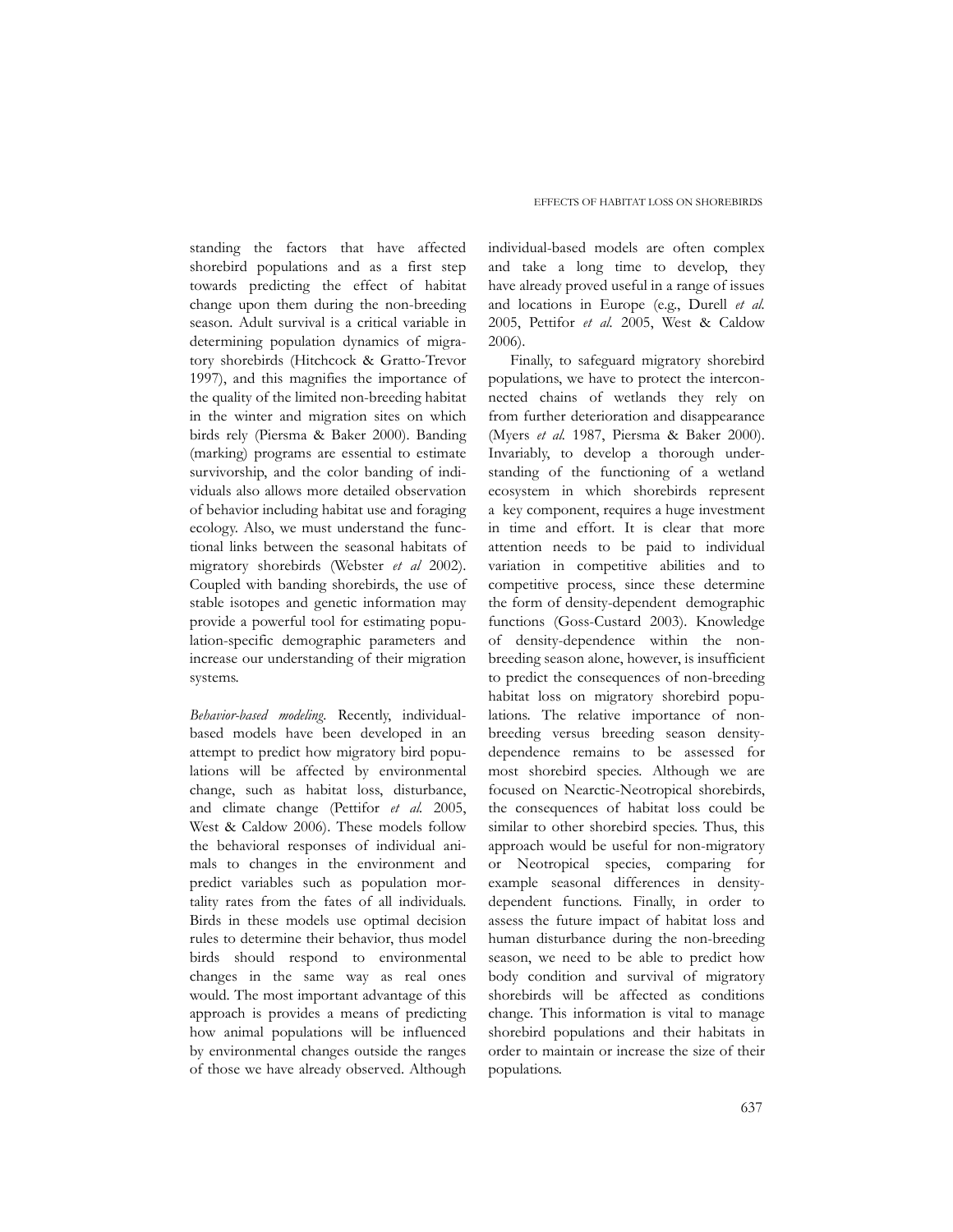standing the factors that have affected shorebird populations and as a first step towards predicting the effect of habitat change upon them during the non-breeding season. Adult survival is a critical variable in determining population dynamics of migratory shorebirds (Hitchcock & Gratto-Trevor 1997), and this magnifies the importance of the quality of the limited non-breeding habitat in the winter and migration sites on which birds rely (Piersma & Baker 2000). Banding (marking) programs are essential to estimate survivorship, and the color banding of individuals also allows more detailed observation of behavior including habitat use and foraging ecology. Also, we must understand the functional links between the seasonal habitats of migratory shorebirds (Webster *et al* 2002). Coupled with banding shorebirds, the use of stable isotopes and genetic information may provide a powerful tool for estimating population-specific demographic parameters and increase our understanding of their migration systems.

*Behavior-based modeling*. Recently, individual-based models have been developed in an attempt to predict how migratory bird populations will be affected by environmental change, such as habitat loss, disturbance, and climate change (Pettifor *et al.* 2005, West & Caldow 2006). These models follow the behavioral responses of individual animals to changes in the environment and predict variables such as population mortality rates from the fates of all individuals. Birds in these models use optimal decision rules to determine their behavior, thus model birds should respond to environmental changes in the same way as real ones would. The most important advantage of this approach is provides a means of predicting how animal populations will be influenced by environmental changes outside the ranges of those we have already observed. Although individual-based models are often complex and take a long time to develop, they have already proved useful in a range of issues and locations in Europe (e.g., Durell *et al.* 2005, Pettifor *et al.* 2005, West & Caldow 2006).

Finally, to safeguard migratory shorebird populations, we have to protect the interconnected chains of wetlands they rely on from further deterioration and disappearance (Myers *et al.* 1987, Piersma & Baker 2000). Invariably, to develop a thorough understanding of the functioning of a wetland ecosystem in which shorebirds represent a key component, requires a huge investment in time and effort. It is clear that more attention needs to be paid to individual variation in competitive abilities and to competitive process, since these determine the form of density-dependent demographic functions (Goss-Custard 2003). Knowledge of density-dependence within the non-breeding season alone, however, is insufficient to predict the consequences of non-breeding habitat loss on migratory shorebird populations. The relative importance of non-breeding versus breeding season density-dependence remains to be assessed for most shorebird species. Although we are focused on Nearctic-Neotropical shorebirds, the consequences of habitat loss could be similar to other shorebird species. Thus, this approach would be useful for non-migratory or Neotropical species, comparing for example seasonal differences in density-dependent functions. Finally, in order to assess the future impact of habitat loss and human disturbance during the non-breeding season, we need to be able to predict how body condition and survival of migratory shorebirds will be affected as conditions change. This information is vital to manage shorebird populations and their habitats in order to maintain or increase the size of their populations.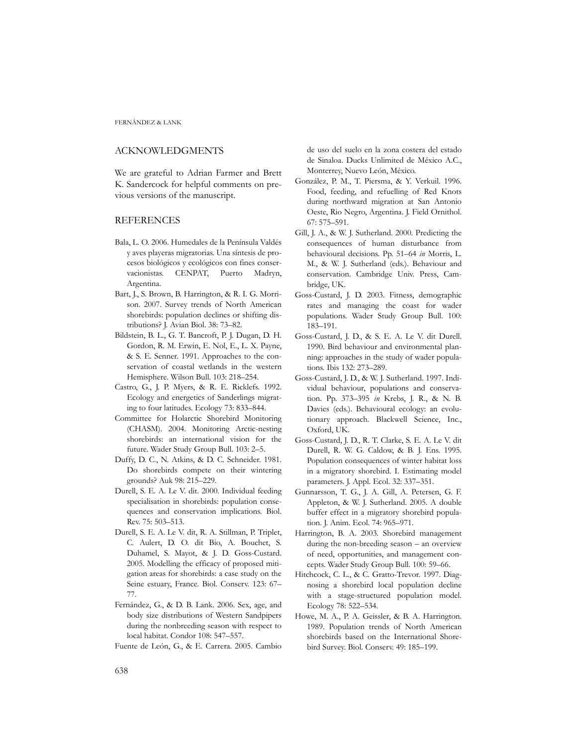## ACKNOWLEDGMENTS

We are grateful to Adrian Farmer and Brett K. Sandercock for helpful comments on previous versions of the manuscript.

## REFERENCES

Bala, L. O. 2006. Humedales de la Península Valdés y aves playeras migratorias. Una síntesis de procesos biológicos y ecológicos con fines conservacionistas. CENPAT, Puerto Madryn, Argentina.

Bart, J., S. Brown, B. Harrington, & R. I. G. Morrison. 2007. Survey trends of North American shorebirds: population declines or shifting distributions? J. Avian Biol. 38: 73–82.

Bildstein, B. L., G. T. Bancroft, P. J. Dugan, D. H. Gordon, R. M. Erwin, E. Nol, E., L. X. Payne, & S. E. Senner. 1991. Approaches to the conservation of coastal wetlands in the western Hemisphere. Wilson Bull. 103: 218–254.

Castro, G., J. P. Myers, & R. E. Ricklefs. 1992. Ecology and energetics of Sanderlings migrating to four latitudes. Ecology 73: 833–844.

Committee for Holarctic Shorebird Monitoring (CHASM). 2004. Monitoring Arctic-nesting shorebirds: an international vision for the future. Wader Study Group Bull. 103: 2–5.

Duffy, D. C., N. Atkins, & D. C. Schneider. 1981. Do shorebirds compete on their wintering grounds? Auk 98: 215–229.

Durell, S. E. A. Le V. dit. 2000. Individual feeding specialisation in shorebirds: population consequences and conservation implications. Biol. Rev. 75: 503–513.

Durell, S. E. A. Le V. dit, R. A. Stillman, P. Triplet, C. Aulert, D. O. dit Bio, A. Bouchet, S. Duhamel, S. Mayot, & J. D. Goss-Custard. 2005. Modelling the efficacy of proposed mitigation areas for shorebirds: a case study on the Seine estuary, France. Biol. Conserv. 123: 67–77.

Fernández, G., & D. B. Lank. 2006. Sex, age, and body size distributions of Western Sandpipers during the nonbreeding season with respect to local habitat. Condor 108: 547–557.

Fuente de León, G., & E. Carrera. 2005. Cambio de uso del suelo en la zona costera del estado de Sinaloa. Ducks Unlimited de México A.C., Monterrey, Nuevo León, México.

González, P. M., T. Piersma, & Y. Verkuil. 1996. Food, feeding, and refuelling of Red Knots during northward migration at San Antonio Oeste, Rio Negro, Argentina. J. Field Ornithol. 67: 575–591.

Gill, J. A., & W. J. Sutherland. 2000. Predicting the consequences of human disturbance from behavioural decisions. Pp. 51–64 *in* Morris, L. M., & W. J. Sutherland (eds.). Behaviour and conservation. Cambridge Univ. Press, Cambridge, UK.

Goss-Custard, J. D. 2003. Fitness, demographic rates and managing the coast for wader populations. Wader Study Group Bull. 100: 183–191.

Goss-Custard, J. D., & S. E. A. Le V. dit Durell. 1990. Bird behaviour and environmental planning: approaches in the study of wader populations. Ibis 132: 273–289.

Goss-Custard, J. D., & W. J. Sutherland. 1997. Individual behaviour, populations and conservation. Pp. 373–395 *in* Krebs, J. R., & N. B. Davies (eds.). Behavioural ecology: an evolutionary approach. Blackwell Science, Inc., Oxford, UK.

Goss-Custard, J. D., R. T. Clarke, S. E. A. Le V. dit Durell, R. W. G. Caldow, & B. J. Ens. 1995. Population consequences of winter habitat loss in a migratory shorebird. I. Estimating model parameters. J. Appl. Ecol. 32: 337–351.

Gunnarsson, T. G., J. A. Gill, A. Petersen, G. F. Appleton, & W. J. Sutherland. 2005. A double buffer effect in a migratory shorebird population. J. Anim. Ecol. 74: 965–971.

Harrington, B. A. 2003. Shorebird management during the non-breeding season – an overview of need, opportunities, and management concepts. Wader Study Group Bull. 100: 59–66.

Hitchcock, C. L., & C. Gratto-Trevor. 1997. Diagnosing a shorebird local population decline with a stage-structured population model. Ecology 78: 522–534.

Howe, M. A., P. A. Geissler, & B. A. Harrington. 1989. Population trends of North American shorebirds based on the International Shorebird Survey. Biol. Conserv. 49: 185–199.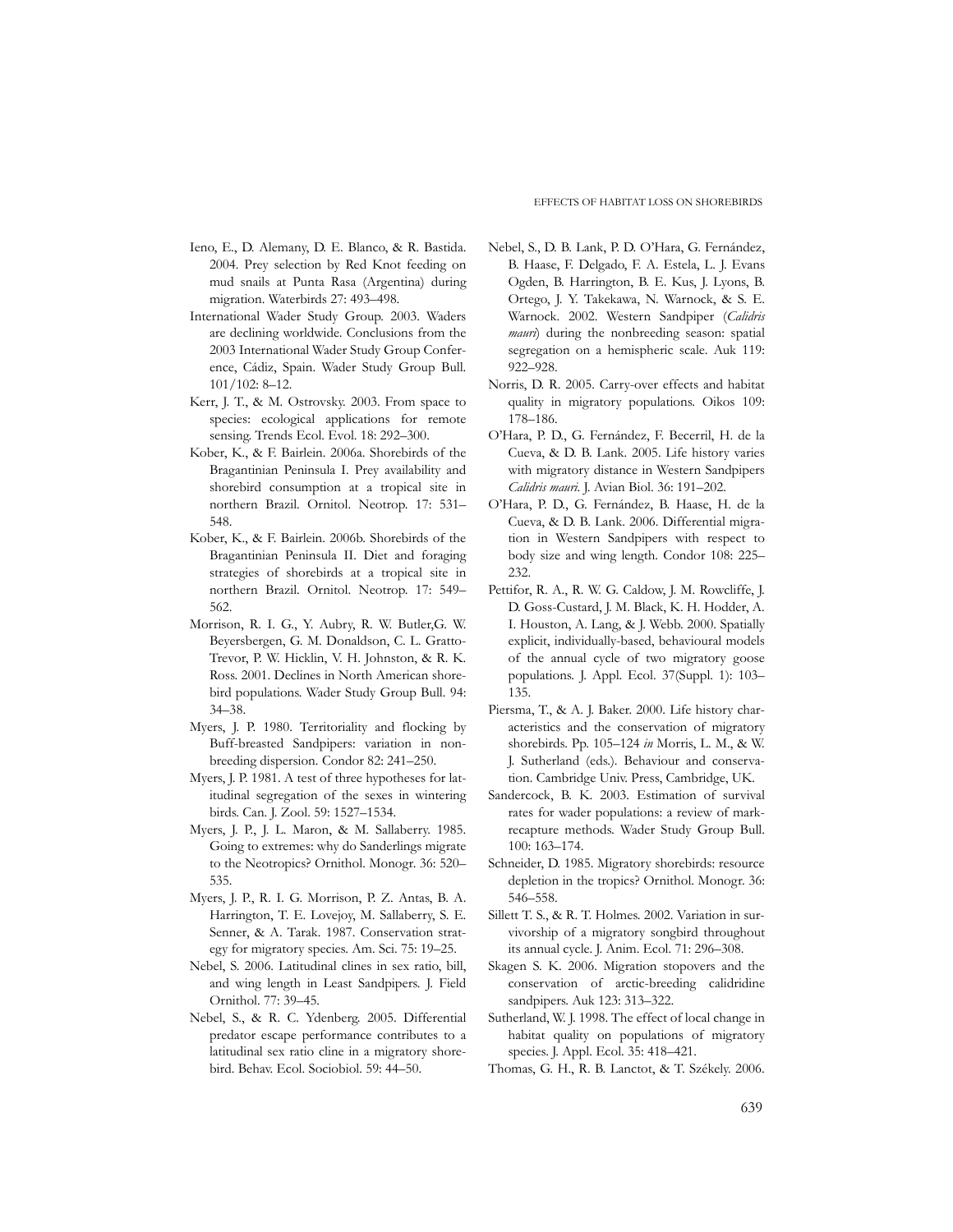Ieno, E., D. Alemany, D. E. Blanco, & R. Bastida. 2004. Prey selection by Red Knot feeding on mud snails at Punta Rasa (Argentina) during migration. Waterbirds 27: 493–498.

International Wader Study Group. 2003. Waders are declining worldwide. Conclusions from the 2003 International Wader Study Group Conference, Cádiz, Spain. Wader Study Group Bull. 101/102: 8–12.

Kerr, J. T., & M. Ostrovsky. 2003. From space to species: ecological applications for remote sensing. Trends Ecol. Evol. 18: 292–300.

Kober, K., & F. Bairlein. 2006a. Shorebirds of the Bragantinian Peninsula I. Prey availability and shorebird consumption at a tropical site in northern Brazil. Ornitol. Neotrop. 17: 531–548.

Kober, K., & F. Bairlein. 2006b. Shorebirds of the Bragantinian Peninsula II. Diet and foraging strategies of shorebirds at a tropical site in northern Brazil. Ornitol. Neotrop. 17: 549–562.

Morrison, R. I. G., Y. Aubry, R. W. Butler,G. W. Beyersbergen, G. M. Donaldson, C. L. Gratto-Trevor, P. W. Hicklin, V. H. Johnston, & R. K. Ross. 2001. Declines in North American shorebird populations. Wader Study Group Bull. 94: 34–38.

Myers, J. P. 1980. Territoriality and flocking by Buff-breasted Sandpipers: variation in nonbreeding dispersion. Condor 82: 241–250.

Myers, J. P. 1981. A test of three hypotheses for latitudinal segregation of the sexes in wintering birds. Can. J. Zool. 59: 1527–1534.

Myers, J. P., J. L. Maron, & M. Sallaberry. 1985. Going to extremes: why do Sanderlings migrate to the Neotropics? Ornithol. Monogr. 36: 520–535.

Myers, J. P., R. I. G. Morrison, P. Z. Antas, B. A. Harrington, T. E. Lovejoy, M. Sallaberry, S. E. Senner, & A. Tarak. 1987. Conservation strategy for migratory species. Am. Sci. 75: 19–25.

Nebel, S. 2006. Latitudinal clines in sex ratio, bill, and wing length in Least Sandpipers. J. Field Ornithol. 77: 39–45.

Nebel, S., & R. C. Ydenberg. 2005. Differential predator escape performance contributes to a latitudinal sex ratio cline in a migratory shorebird. Behav. Ecol. Sociobiol. 59: 44–50.

Nebel, S., D. B. Lank, P. D. O'Hara, G. Fernández, B. Haase, F. Delgado, F. A. Estela, L. J. Evans Ogden, B. Harrington, B. E. Kus, J. Lyons, B. Ortego, J. Y. Takekawa, N. Warnock, & S. E. Warnock. 2002. Western Sandpiper (*Calidris mauri*) during the nonbreeding season: spatial segregation on a hemispheric scale. Auk 119: 922–928.

Norris, D. R. 2005. Carry-over effects and habitat quality in migratory populations. Oikos 109: 178–186.

O'Hara, P. D., G. Fernández, F. Becerril, H. de la Cueva, & D. B. Lank. 2005. Life history varies with migratory distance in Western Sandpipers *Calidris mauri*. J. Avian Biol. 36: 191–202.

O'Hara, P. D., G. Fernández, B. Haase, H. de la Cueva, & D. B. Lank. 2006. Differential migration in Western Sandpipers with respect to body size and wing length. Condor 108: 225–232.

Pettifor, R. A., R. W. G. Caldow, J. M. Rowcliffe, J. D. Goss-Custard, J. M. Black, K. H. Hodder, A. I. Houston, A. Lang, & J. Webb. 2000. Spatially explicit, individually-based, behavioural models of the annual cycle of two migratory goose populations. J. Appl. Ecol. 37(Suppl. 1): 103–135.

Piersma, T., & A. J. Baker. 2000. Life history characteristics and the conservation of migratory shorebirds. Pp. 105–124 *in* Morris, L. M., & W. J. Sutherland (eds.). Behaviour and conservation. Cambridge Univ. Press, Cambridge, UK.

Sandercock, B. K. 2003. Estimation of survival rates for wader populations: a review of mark-recapture methods. Wader Study Group Bull. 100: 163–174.

Schneider, D. 1985. Migratory shorebirds: resource depletion in the tropics? Ornithol. Monogr. 36: 546–558.

Sillett T. S., & R. T. Holmes. 2002. Variation in survivorship of a migratory songbird throughout its annual cycle. J. Anim. Ecol. 71: 296–308.

Skagen S. K. 2006. Migration stopovers and the conservation of arctic-breeding calidridine sandpipers. Auk 123: 313–322.

Sutherland, W. J. 1998. The effect of local change in habitat quality on populations of migratory species. J. Appl. Ecol. 35: 418–421.

Thomas, G. H., R. B. Lanctot, & T. Székely. 2006.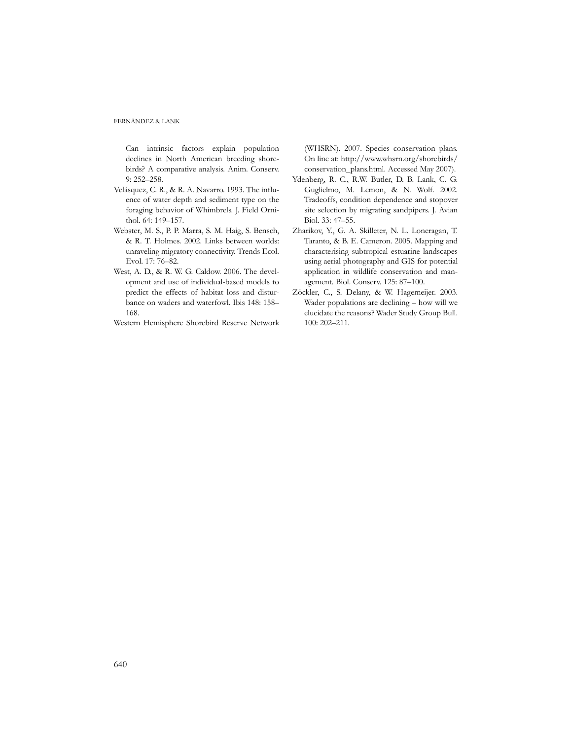Can intrinsic factors explain population declines in North American breeding shorebirds? A comparative analysis. Anim. Conserv. 9: 252–258.

Velásquez, C. R., & R. A. Navarro. 1993. The influence of water depth and sediment type on the foraging behavior of Whimbrels. J. Field Ornithol. 64: 149–157.

Webster, M. S., P. P. Marra, S. M. Haig, S. Bensch, & R. T. Holmes. 2002. Links between worlds: unraveling migratory connectivity. Trends Ecol. Evol. 17: 76–82.

West, A. D., & R. W. G. Caldow. 2006. The development and use of individual-based models to predict the effects of habitat loss and disturbance on waders and waterfowl. Ibis 148: 158–168.

Western Hemisphere Shorebird Reserve Network (WHSRN). 2007. Species conservation plans. On line at: http://www.whsrn.org/shorebirds/conservation_plans.html. Accessed May 2007).

Ydenberg, R. C., R.W. Butler, D. B. Lank, C. G. Guglielmo, M. Lemon, & N. Wolf. 2002. Tradeoffs, condition dependence and stopover site selection by migrating sandpipers. J. Avian Biol. 33: 47–55.

Zharikov, Y., G. A. Skilleter, N. L. Loneragan, T. Taranto, & B. E. Cameron. 2005. Mapping and characterising subtropical estuarine landscapes using aerial photography and GIS for potential application in wildlife conservation and management. Biol. Conserv. 125: 87–100.

Zöckler, C., S. Delany, & W. Hagemeijer. 2003. Wader populations are declining – how will we elucidate the reasons? Wader Study Group Bull. 100: 202–211.